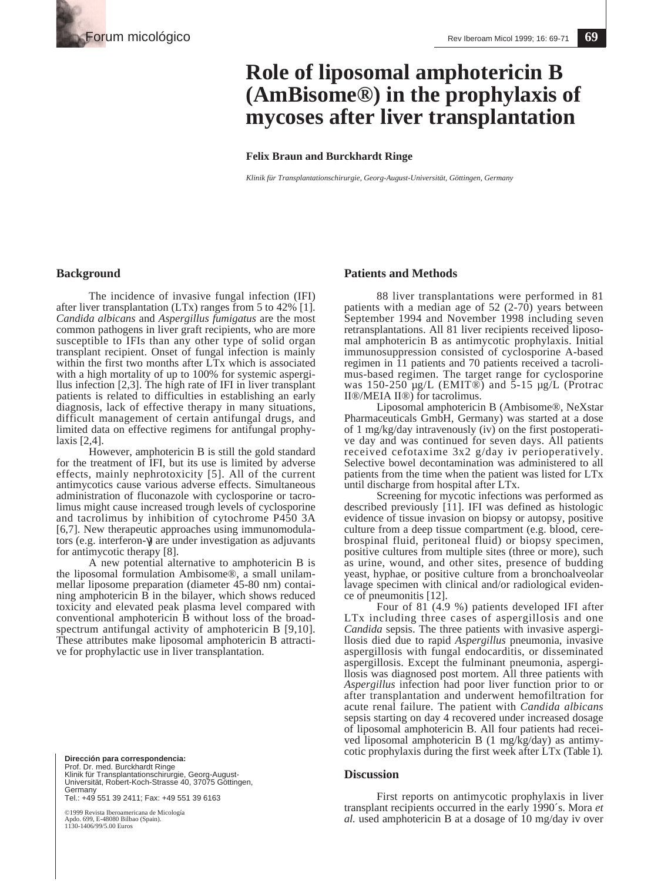# Role of liposomal amphotericin B (AmBisome®) in the prophylaxis of mycoses after liver transplantation

**Felix Braun and Burckhardt Ringe**

*Klinik für Transplantationschirurgie, Georg-August-Universität, Göttingen, Germany*

## Background

The incidence of invasive fungal infection (IFI) after liver transplantation (LTx) ranges from 5 to 42% [1]. *Candida albicans* and *Aspergillus fumigatus* are the most common pathogens in liver graft recipients, who are more susceptible to IFIs than any other type of solid organ transplant recipient. Onset of fungal infection is mainly within the first two months after LTx which is associated with a high mortality of up to 100% for systemic aspergillus infection [2,3]. The high rate of IFI in liver transplant patients is related to difficulties in establishing an early diagnosis, lack of effective therapy in many situations, difficult management of certain antifungal drugs, and limited data on effective regimens for antifungal prophylaxis [2,4].

However, amphotericin B is still the gold standard for the treatment of IFI, but its use is limited by adverse effects, mainly nephrotoxicity [5]. All of the current antimycotics cause various adverse effects. Simultaneous administration of fluconazole with cyclosporine or tacrolimus might cause increased trough levels of cyclosporine and tacrolimus by inhibition of cytochrome P450 3A [6,7]. New therapeutic approaches using immunomodulators (e.g. interferon-γ) are under investigation as adjuvants for antimycotic therapy [8].

A new potential alternative to amphotericin B is the liposomal formulation Ambisome®, a small unilammellar liposome preparation (diameter 45-80 nm) containing amphotericin B in the bilayer, which shows reduced toxicity and elevated peak plasma level compared with conventional amphotericin B without loss of the broad-spectrum antifungal activity of amphotericin B [9,10]. These attributes make liposomal amphotericin B attractive for prophylactic use in liver transplantation.

**Dirección para correspondencia:**
Prof. Dr. med. Burckhardt Ringe
Klinik für Transplantationschirurgie, Georg-August-Universität, Robert-Koch-Strasse 40, 37075 Göttingen, Germany
Tel.: +49 551 39 2411; Fax: +49 551 39 6163

©1999 Revista Iberoamericana de Micología
Apdo. 699, E-48080 Bilbao (Spain).
1130-1406/99/5.00 Euros

## Patients and Methods

88 liver transplantations were performed in 81 patients with a median age of 52 (2-70) years between September 1994 and November 1998 including seven retransplantations. All 81 liver recipients received liposomal amphotericin B as antimycotic prophylaxis. Initial immunosuppression consisted of cyclosporine A-based regimen in 11 patients and 70 patients received a tacrolimus-based regimen. The target range for cyclosporine was 150-250 µg/L (EMIT®) and 5-15 µg/L (Protrac II®/MEIA II®) for tacrolimus.

Liposomal amphotericin B (Ambisome®, NeXstar Pharmaceuticals GmbH, Germany) was started at a dose of 1 mg/kg/day intravenously (iv) on the first postoperative day and was continued for seven days. All patients received cefotaxime 3x2 g/day iv perioperatively. Selective bowel decontamination was administered to all patients from the time when the patient was listed for LTx until discharge from hospital after LTx.

Screening for mycotic infections was performed as described previously [11]. IFI was defined as histologic evidence of tissue invasion on biopsy or autopsy, positive culture from a deep tissue compartment (e.g. blood, cerebrospinal fluid, peritoneal fluid) or biopsy specimen, positive cultures from multiple sites (three or more), such as urine, wound, and other sites, presence of budding yeast, hyphae, or positive culture from a bronchoalveolar lavage specimen with clinical and/or radiological evidence of pneumonitis [12].

Four of 81 (4.9 %) patients developed IFI after LTx including three cases of aspergillosis and one *Candida* sepsis. The three patients with invasive aspergillosis died due to rapid *Aspergillus* pneumonia, invasive aspergillosis with fungal endocarditis, or disseminated aspergillosis. Except the fulminant pneumonia, aspergillosis was diagnosed post mortem. All three patients with *Aspergillus* infection had poor liver function prior to or after transplantation and underwent hemofiltration for acute renal failure. The patient with *Candida albicans* sepsis starting on day 4 recovered under increased dosage of liposomal amphotericin B. All four patients had received liposomal amphotericin B (1 mg/kg/day) as antimycotic prophylaxis during the first week after LTx (Table 1).

## Discussion

First reports on antimycotic prophylaxis in liver transplant recipients occurred in the early 1990´s. Mora *et al.* used amphotericin B at a dosage of 10 mg/day iv over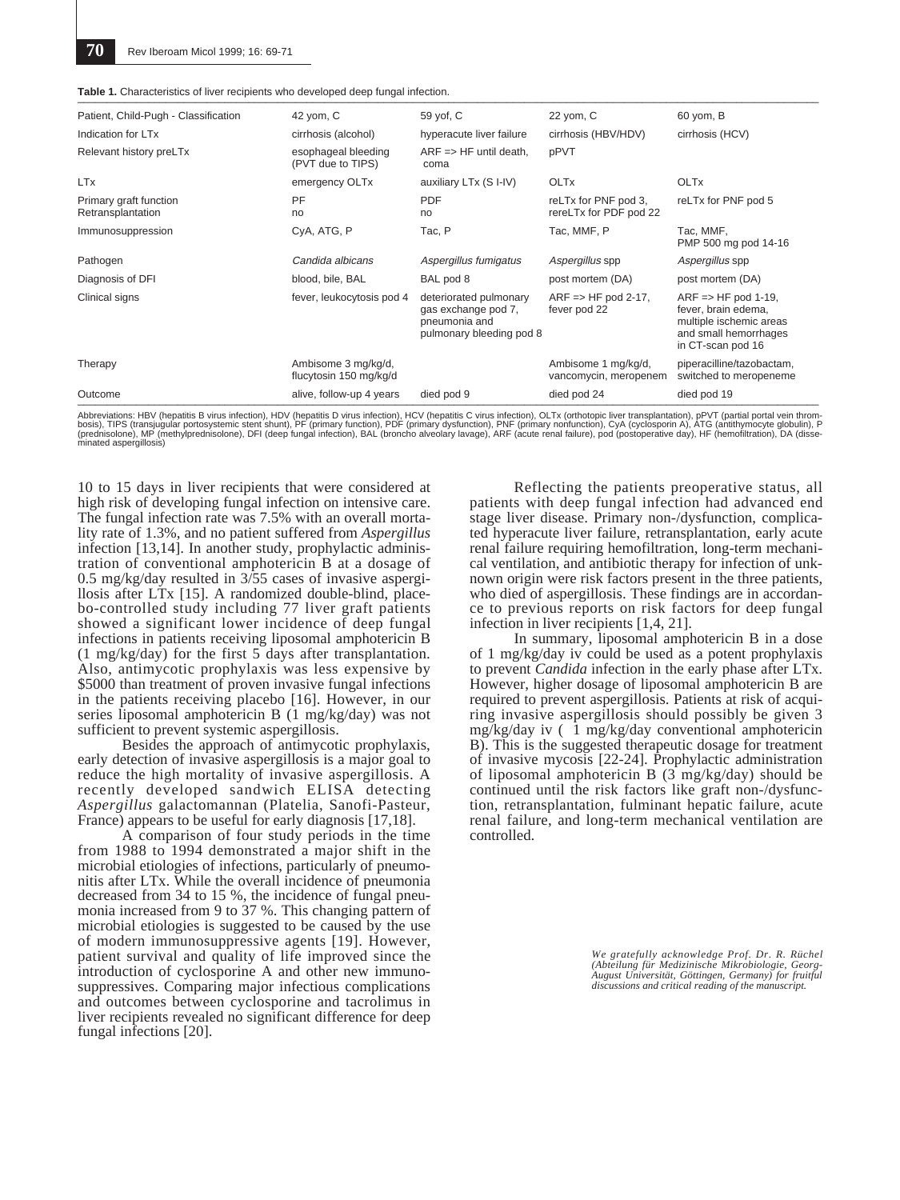**Table 1.** Characteristics of liver recipients who developed deep fungal infection.

| Patient, Child-Pugh - Classification | 42 yom, C | 59 yof, C | 22 yom, C | 60 yom, B |
|---|---|---|---|---|
| Indication for LTx | cirrhosis (alcohol) | hyperacute liver failure | cirrhosis (HBV/HDV) | cirrhosis (HCV) |
| Relevant history preLTx | esophageal bleeding (PVT due to TIPS) | ARF => HF until death, coma | pPVT | |
| LTx | emergency OLTx | auxiliary LTx (S I-IV) | OLTx | OLTx |
| Primary graft function Retransplantation | PF no | PDF no | reLTx for PNF pod 3, rereLTx for PDF pod 22 | reLTx for PNF pod 5 |
| Immunosuppression | CyA, ATG, P | Tac, P | Tac, MMF, P | Tac, MMF, PMP 500 mg pod 14-16 |
| Pathogen | *Candida albicans* | *Aspergillus fumigatus* | *Aspergillus* spp | *Aspergillus* spp |
| Diagnosis of DFI | blood, bile, BAL | BAL pod 8 | post mortem (DA) | post mortem (DA) |
| Clinical signs | fever, leukocytosis pod 4 | deteriorated pulmonary gas exchange pod 7, pneumonia and pulmonary bleeding pod 8 | ARF => HF pod 2-17, fever pod 22 | ARF => HF pod 1-19, fever, brain edema, multiple ischemic areas and small hemorrhages in CT-scan pod 16 |
| Therapy | Ambisome 3 mg/kg/d, flucytosin 150 mg/kg/d | | Ambisome 1 mg/kg/d, vancomycin, meropenem | piperacilline/tazobactam, switched to meropeneme |
| Outcome | alive, follow-up 4 years | died pod 9 | died pod 24 | died pod 19 |

Abbreviations: HBV (hepatitis B virus infection), HDV (hepatitis D virus infection), HCV (hepatitis C virus infection), OLTx (orthotopic liver transplantation), pPVT (partial portal vein thrombosis), TIPS (transjugular portosystemic stent shunt), PF (primary function), PDF (primary dysfunction), PNF (primary nonfunction), CyA (cyclosporin A), ATG (antithymocyte globulin), P (prednisolone), MP (methylprednisolone), DFI (deep fungal infection), BAL (broncho alveolary lavage), ARF (acute renal failure), pod (postoperative day), HF (hemofiltration), DA (disseminated aspergillosis)

10 to 15 days in liver recipients that were considered at high risk of developing fungal infection on intensive care. The fungal infection rate was 7.5% with an overall mortality rate of 1.3%, and no patient suffered from *Aspergillus* infection [13,14]. In another study, prophylactic administration of conventional amphotericin B at a dosage of 0.5 mg/kg/day resulted in 3/55 cases of invasive aspergillosis after LTx [15]. A randomized double-blind, placebo-controlled study including 77 liver graft patients showed a significant lower incidence of deep fungal infections in patients receiving liposomal amphotericin B (1 mg/kg/day) for the first 5 days after transplantation. Also, antimycotic prophylaxis was less expensive by $5000 than treatment of proven invasive fungal infections in the patients receiving placebo [16]. However, in our series liposomal amphotericin B (1 mg/kg/day) was not sufficient to prevent systemic aspergillosis.

Besides the approach of antimycotic prophylaxis, early detection of invasive aspergillosis is a major goal to reduce the high mortality of invasive aspergillosis. A recently developed sandwich ELISA detecting *Aspergillus* galactomannan (Platelia, Sanofi-Pasteur, France) appears to be useful for early diagnosis [17,18].

A comparison of four study periods in the time from 1988 to 1994 demonstrated a major shift in the microbial etiologies of infections, particularly of pneumonitis after LTx. While the overall incidence of pneumonia decreased from 34 to 15 %, the incidence of fungal pneumonia increased from 9 to 37 %. This changing pattern of microbial etiologies is suggested to be caused by the use of modern immunosuppressive agents [19]. However, patient survival and quality of life improved since the introduction of cyclosporine A and other new immunosuppressives. Comparing major infectious complications and outcomes between cyclosporine and tacrolimus in liver recipients revealed no significant difference for deep fungal infections [20].

Reflecting the patients preoperative status, all patients with deep fungal infection had advanced end stage liver disease. Primary non-/dysfunction, complicated hyperacute liver failure, retransplantation, early acute renal failure requiring hemofiltration, long-term mechanical ventilation, and antibiotic therapy for infection of unknown origin were risk factors present in the three patients, who died of aspergillosis. These findings are in accordance to previous reports on risk factors for deep fungal infection in liver recipients [1,4, 21].

In summary, liposomal amphotericin B in a dose of 1 mg/kg/day iv could be used as a potent prophylaxis to prevent *Candida* infection in the early phase after LTx. However, higher dosage of liposomal amphotericin B are required to prevent aspergillosis. Patients at risk of acquiring invasive aspergillosis should possibly be given 3 mg/kg/day iv ( 1 mg/kg/day conventional amphotericin B). This is the suggested therapeutic dosage for treatment of invasive mycosis [22-24]. Prophylactic administration of liposomal amphotericin B (3 mg/kg/day) should be continued until the risk factors like graft non-/dysfunction, retransplantation, fulminant hepatic failure, acute renal failure, and long-term mechanical ventilation are controlled.

*We gratefully acknowledge Prof. Dr. R. Rüchel (Abteilung für Medizinische Mikrobiologie, Georg-August Universität, Göttingen, Germany) for fruitful discussions and critical reading of the manuscript.*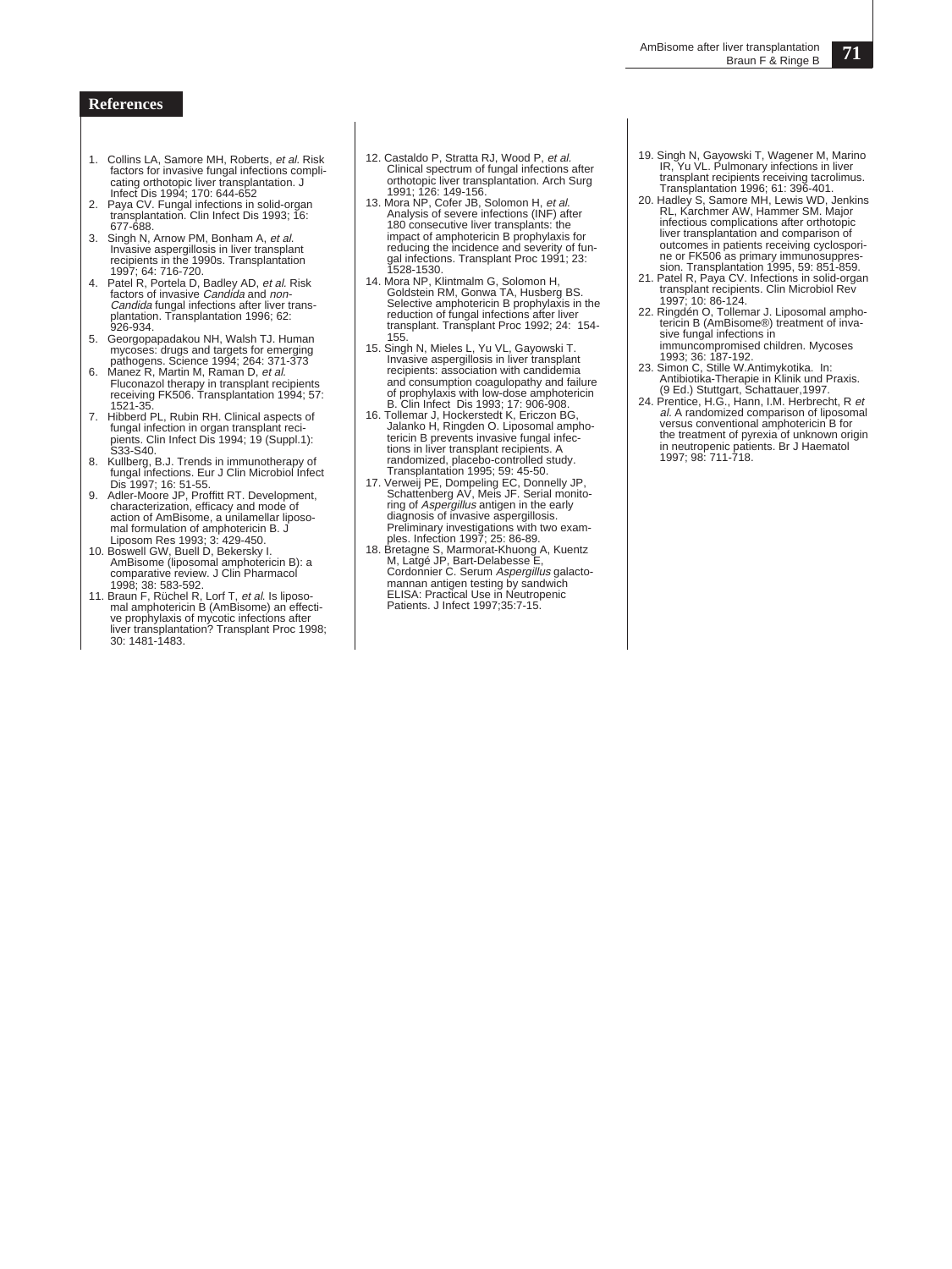## References

1. Collins LA, Samore MH, Roberts, *et al.* Risk factors for invasive fungal infections complicating orthotopic liver transplantation. J Infect Dis 1994; 170: 644-652
2. Paya CV. Fungal infections in solid-organ transplantation. Clin Infect Dis 1993; 16: 677-688.
3. Singh N, Arnow PM, Bonham A, *et al.* Invasive aspergillosis in liver transplant recipients in the 1990s. Transplantation 1997; 64: 716-720.
4. Patel R, Portela D, Badley AD, *et al.* Risk factors of invasive *Candida* and *non-Candida* fungal infections after liver transplantation. Transplantation 1996; 62: 926-934.
5. Georgopapadakou NH, Walsh TJ. Human mycoses: drugs and targets for emerging pathogens. Science 1994; 264: 371-373
6. Manez R, Martin M, Raman D, *et al.* Fluconazol therapy in transplant recipients receiving FK506. Transplantation 1994; 57: 1521-35.
7. Hibberd PL, Rubin RH. Clinical aspects of fungal infection in organ transplant recipients. Clin Infect Dis 1994; 19 (Suppl.1): S33-S40.
8. Kullberg, B.J. Trends in immunotherapy of fungal infections. Eur J Clin Microbiol Infect Dis 1997; 16: 51-55.
9. Adler-Moore JP, Proffitt RT. Development, characterization, efficacy and mode of action of AmBisome, a unilamellar liposomal formulation of amphotericin B. J Liposom Res 1993; 3: 429-450.
10. Boswell GW, Buell D, Bekersky I. AmBisome (liposomal amphotericin B): a comparative review. J Clin Pharmacol 1998; 38: 583-592.
11. Braun F, Rüchel R, Lorf T, *et al.* Is liposomal amphotericin B (AmBisome) an effective prophylaxis of mycotic infections after liver transplantation? Transplant Proc 1998; 30: 1481-1483.
12. Castaldo P, Stratta RJ, Wood P, *et al.* Clinical spectrum of fungal infections after orthotopic liver transplantation. Arch Surg 1991; 126: 149-156.
13. Mora NP, Cofer JB, Solomon H, *et al.* Analysis of severe infections (INF) after 180 consecutive liver transplants: the impact of amphotericin B prophylaxis for reducing the incidence and severity of fungal infections. Transplant Proc 1991; 23: 1528-1530.
14. Mora NP, Klintmalm G, Solomon H, Goldstein RM, Gonwa TA, Husberg BS. Selective amphotericin B prophylaxis in the reduction of fungal infections after liver transplant. Transplant Proc 1992; 24: 154-155.
15. Singh N, Mieles L, Yu VL, Gayowski T. Invasive aspergillosis in liver transplant recipients: association with candidemia and consumption coagulopathy and failure of prophylaxis with low-dose amphotericin B. Clin Infect Dis 1993; 17: 906-908.
16. Tollemar J, Hockerstedt K, Ericzon BG, Jalanko H, Ringden O. Liposomal amphotericin B prevents invasive fungal infections in liver transplant recipients. A randomized, placebo-controlled study. Transplantation 1995; 59: 45-50.
17. Verweij PE, Dompeling EC, Donnelly JP, Schattenberg AV, Meis JF. Serial monitoring of *Aspergillus* antigen in the early diagnosis of invasive aspergillosis. Preliminary investigations with two examples. Infection 1997; 25: 86-89.
18. Bretagne S, Marmorat-Khuong A, Kuentz M, Latgé JP, Bart-Delabesse E, Cordonnier C. Serum *Aspergillus* galactomannan antigen testing by sandwich ELISA: Practical Use in Neutropenic Patients. J Infect 1997;35:7-15.
19. Singh N, Gayowski T, Wagener M, Marino IR, Yu VL. Pulmonary infections in liver transplant recipients receiving tacrolimus. Transplantation 1996; 61: 396-401.
20. Hadley S, Samore MH, Lewis WD, Jenkins RL, Karchmer AW, Hammer SM. Major infectious complications after orthotopic liver transplantation and comparison of outcomes in patients receiving cyclosporine or FK506 as primary immunosuppression. Transplantation 1995, 59: 851-859.
21. Patel R, Paya CV. Infections in solid-organ transplant recipients. Clin Microbiol Rev 1997; 10: 86-124.
22. Ringdén O, Tollemar J. Liposomal amphotericin B (AmBisome®) treatment of invasive fungal infections in immuncompromised children. Mycoses 1993; 36: 187-192.
23. Simon C, Stille W.Antimykotika. In: Antibiotika-Therapie in Klinik und Praxis. (9 Ed.) Stuttgart, Schattauer,1997.
24. Prentice, H.G., Hann, I.M. Herbrecht, R *et al.* A randomized comparison of liposomal versus conventional amphotericin B for the treatment of pyrexia of unknown origin in neutropenic patients. Br J Haematol 1997; 98: 711-718.